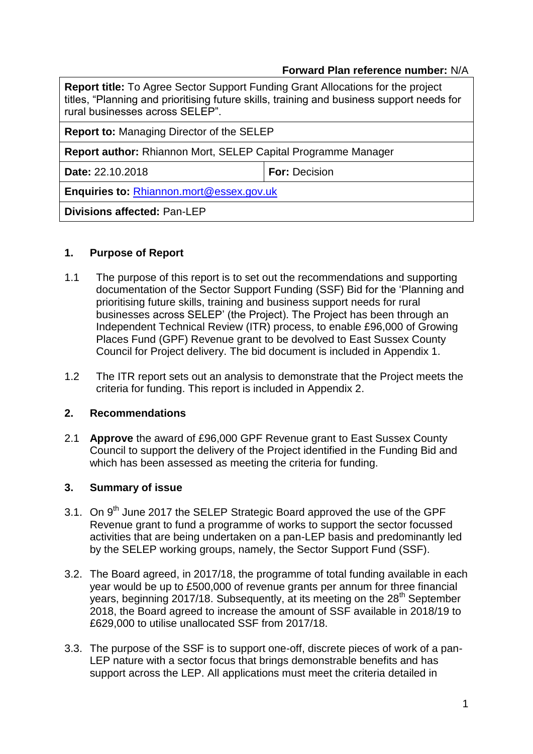**Forward Plan reference number:** N/A

| **Report title:** To Agree Sector Support Funding Grant Allocations for the project titles, "Planning and prioritising future skills, training and business support needs for rural businesses across SELEP". | |
|---|---|
| **Report to:** Managing Director of the SELEP | |
| **Report author:** Rhiannon Mort, SELEP Capital Programme Manager | |
| **Date:** 22.10.2018 | **For:** Decision |
| **Enquiries to:** [Rhiannon.mort@essex.gov.uk](mailto:Rhiannon.mort@essex.gov.uk) | |
| **Divisions affected:** Pan-LEP | |

## 1. Purpose of Report

1.1 The purpose of this report is to set out the recommendations and supporting documentation of the Sector Support Funding (SSF) Bid for the 'Planning and prioritising future skills, training and business support needs for rural businesses across SELEP' (the Project). The Project has been through an Independent Technical Review (ITR) process, to enable £96,000 of Growing Places Fund (GPF) Revenue grant to be devolved to East Sussex County Council for Project delivery. The bid document is included in Appendix 1.

1.2 The ITR report sets out an analysis to demonstrate that the Project meets the criteria for funding. This report is included in Appendix 2.

## 2. Recommendations

2.1 **Approve** the award of £96,000 GPF Revenue grant to East Sussex County Council to support the delivery of the Project identified in the Funding Bid and which has been assessed as meeting the criteria for funding.

## 3. Summary of issue

3.1. On 9th June 2017 the SELEP Strategic Board approved the use of the GPF Revenue grant to fund a programme of works to support the sector focussed activities that are being undertaken on a pan-LEP basis and predominantly led by the SELEP working groups, namely, the Sector Support Fund (SSF).

3.2. The Board agreed, in 2017/18, the programme of total funding available in each year would be up to £500,000 of revenue grants per annum for three financial years, beginning 2017/18. Subsequently, at its meeting on the 28th September 2018, the Board agreed to increase the amount of SSF available in 2018/19 to £629,000 to utilise unallocated SSF from 2017/18.

3.3. The purpose of the SSF is to support one-off, discrete pieces of work of a pan-LEP nature with a sector focus that brings demonstrable benefits and has support across the LEP. All applications must meet the criteria detailed in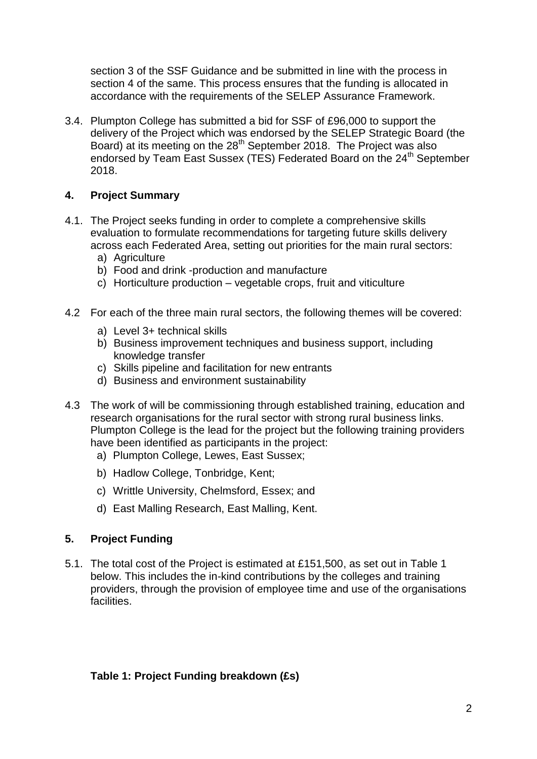section 3 of the SSF Guidance and be submitted in line with the process in section 4 of the same. This process ensures that the funding is allocated in accordance with the requirements of the SELEP Assurance Framework.

3.4. Plumpton College has submitted a bid for SSF of £96,000 to support the delivery of the Project which was endorsed by the SELEP Strategic Board (the Board) at its meeting on the 28th September 2018. The Project was also endorsed by Team East Sussex (TES) Federated Board on the 24th September 2018.

## 4. Project Summary

4.1. The Project seeks funding in order to complete a comprehensive skills evaluation to formulate recommendations for targeting future skills delivery across each Federated Area, setting out priorities for the main rural sectors:

a) Agriculture
b) Food and drink -production and manufacture
c) Horticulture production – vegetable crops, fruit and viticulture

4.2 For each of the three main rural sectors, the following themes will be covered:

a) Level 3+ technical skills
b) Business improvement techniques and business support, including knowledge transfer
c) Skills pipeline and facilitation for new entrants
d) Business and environment sustainability

4.3 The work of will be commissioning through established training, education and research organisations for the rural sector with strong rural business links. Plumpton College is the lead for the project but the following training providers have been identified as participants in the project:

a) Plumpton College, Lewes, East Sussex;
b) Hadlow College, Tonbridge, Kent;
c) Writtle University, Chelmsford, Essex; and
d) East Malling Research, East Malling, Kent.

## 5. Project Funding

5.1. The total cost of the Project is estimated at £151,500, as set out in Table 1 below. This includes the in-kind contributions by the colleges and training providers, through the provision of employee time and use of the organisations facilities.

**Table 1: Project Funding breakdown (£s)**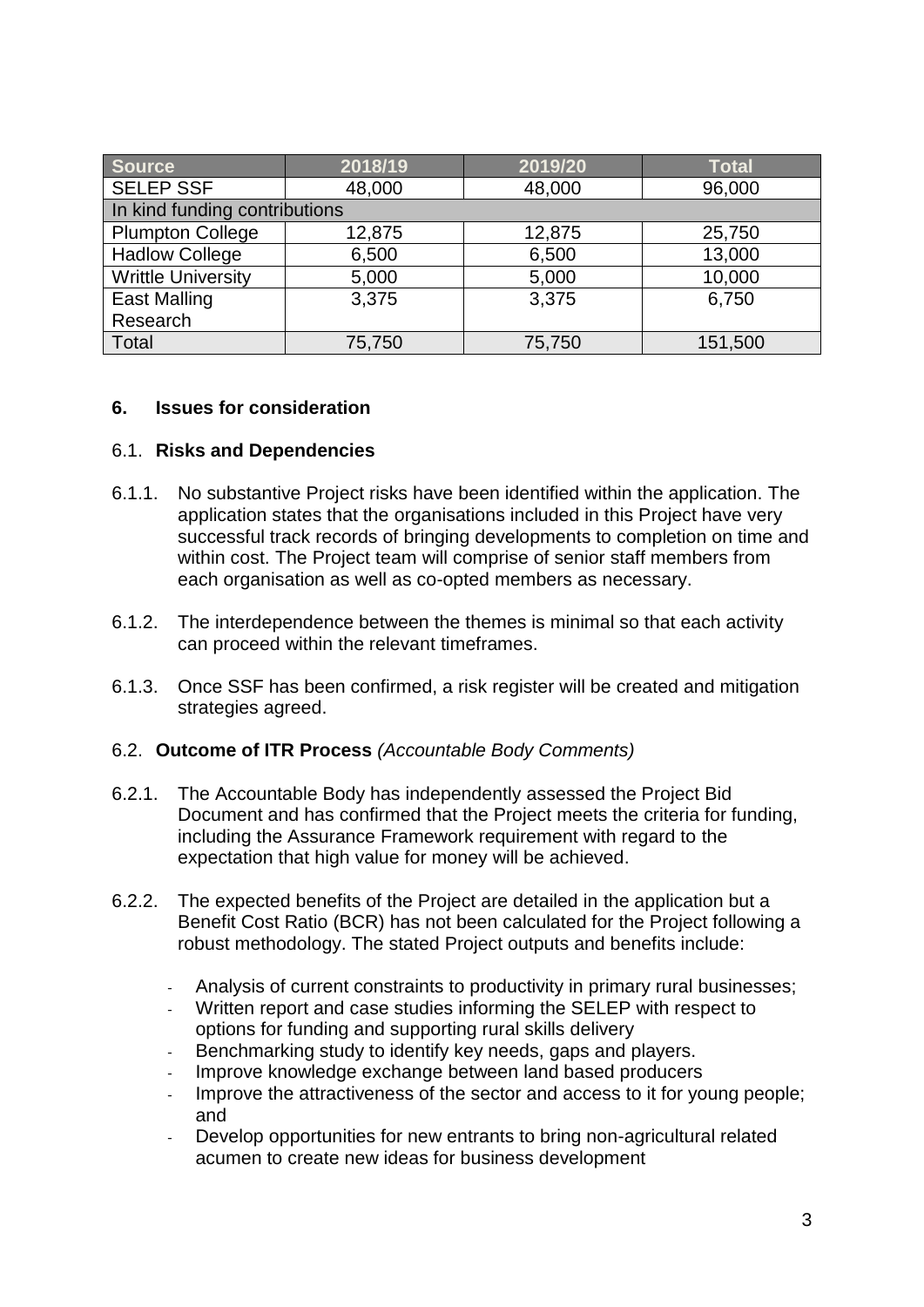| Source | 2018/19 | 2019/20 | Total |
|---|---|---|---|
| SELEP SSF | 48,000 | 48,000 | 96,000 |
| In kind funding contributions | | | |
| Plumpton College | 12,875 | 12,875 | 25,750 |
| Hadlow College | 6,500 | 6,500 | 13,000 |
| Writtle University | 5,000 | 5,000 | 10,000 |
| East Malling Research | 3,375 | 3,375 | 6,750 |
| Total | 75,750 | 75,750 | 151,500 |

## 6. Issues for consideration

### 6.1. Risks and Dependencies

6.1.1. No substantive Project risks have been identified within the application. The application states that the organisations included in this Project have very successful track records of bringing developments to completion on time and within cost. The Project team will comprise of senior staff members from each organisation as well as co-opted members as necessary.

6.1.2. The interdependence between the themes is minimal so that each activity can proceed within the relevant timeframes.

6.1.3. Once SSF has been confirmed, a risk register will be created and mitigation strategies agreed.

### 6.2. Outcome of ITR Process *(Accountable Body Comments)*

6.2.1. The Accountable Body has independently assessed the Project Bid Document and has confirmed that the Project meets the criteria for funding, including the Assurance Framework requirement with regard to the expectation that high value for money will be achieved.

6.2.2. The expected benefits of the Project are detailed in the application but a Benefit Cost Ratio (BCR) has not been calculated for the Project following a robust methodology. The stated Project outputs and benefits include:

- Analysis of current constraints to productivity in primary rural businesses;
- Written report and case studies informing the SELEP with respect to options for funding and supporting rural skills delivery
- Benchmarking study to identify key needs, gaps and players.
- Improve knowledge exchange between land based producers
- Improve the attractiveness of the sector and access to it for young people; and
- Develop opportunities for new entrants to bring non-agricultural related acumen to create new ideas for business development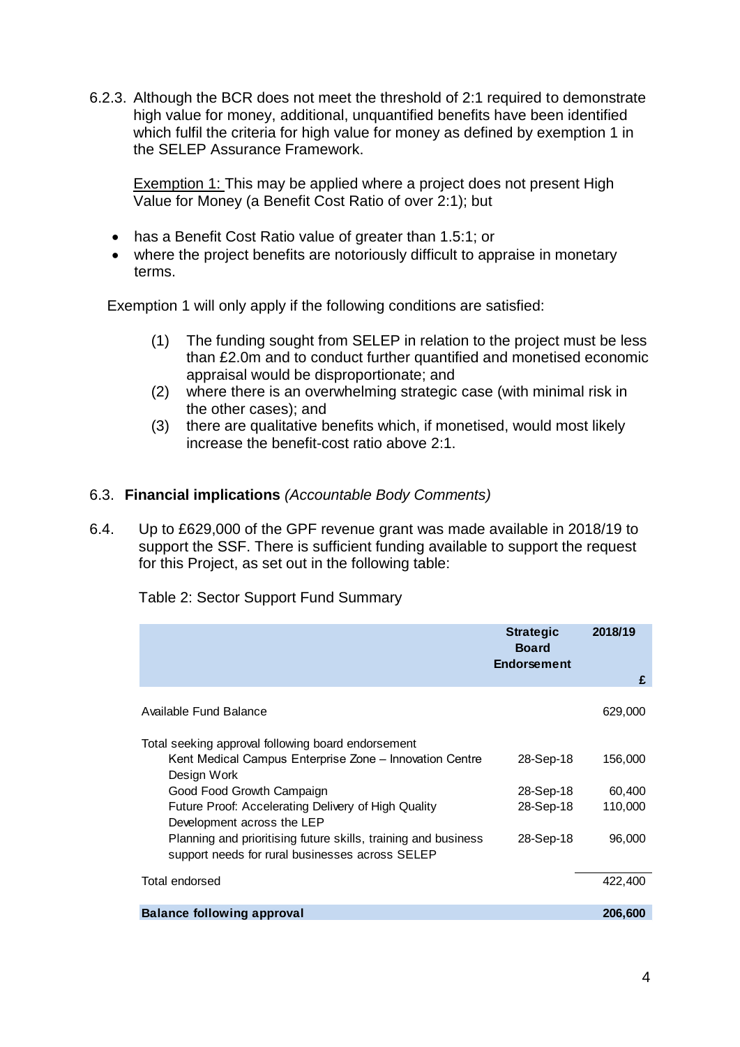6.2.3. Although the BCR does not meet the threshold of 2:1 required to demonstrate high value for money, additional, unquantified benefits have been identified which fulfil the criteria for high value for money as defined by exemption 1 in the SELEP Assurance Framework.

Exemption 1: This may be applied where a project does not present High Value for Money (a Benefit Cost Ratio of over 2:1); but

- has a Benefit Cost Ratio value of greater than 1.5:1; or
- where the project benefits are notoriously difficult to appraise in monetary terms.

Exemption 1 will only apply if the following conditions are satisfied:

(1) The funding sought from SELEP in relation to the project must be less than £2.0m and to conduct further quantified and monetised economic appraisal would be disproportionate; and
(2) where there is an overwhelming strategic case (with minimal risk in the other cases); and
(3) there are qualitative benefits which, if monetised, would most likely increase the benefit-cost ratio above 2:1.

6.3. **Financial implications** *(Accountable Body Comments)*

6.4. Up to £629,000 of the GPF revenue grant was made available in 2018/19 to support the SSF. There is sufficient funding available to support the request for this Project, as set out in the following table:

Table 2: Sector Support Fund Summary

| | Strategic Board Endorsement | 2018/19 £ |
|---|---|---|
| Available Fund Balance | | 629,000 |
| Total seeking approval following board endorsement | | |
| Kent Medical Campus Enterprise Zone – Innovation Centre Design Work | 28-Sep-18 | 156,000 |
| Good Food Growth Campaign | 28-Sep-18 | 60,400 |
| Future Proof: Accelerating Delivery of High Quality Development across the LEP | 28-Sep-18 | 110,000 |
| Planning and prioritising future skills, training and business support needs for rural businesses across SELEP | 28-Sep-18 | 96,000 |
| Total endorsed | | 422,400 |
| **Balance following approval** | | **206,600** |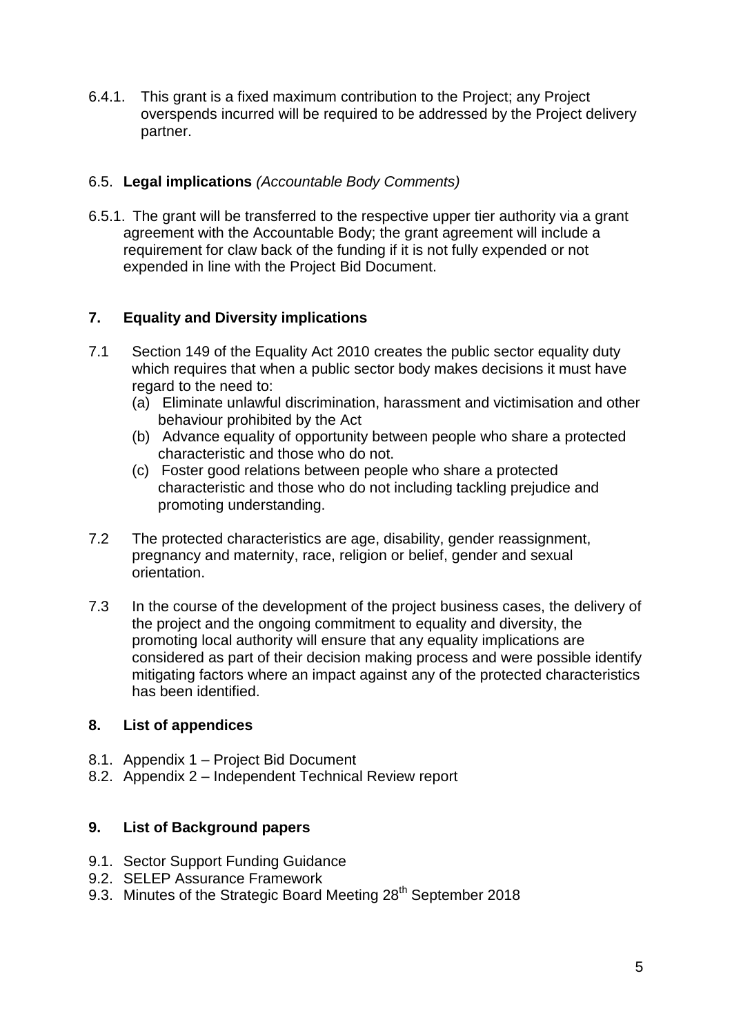6.4.1. This grant is a fixed maximum contribution to the Project; any Project overspends incurred will be required to be addressed by the Project delivery partner.

6.5. **Legal implications** *(Accountable Body Comments)*

6.5.1. The grant will be transferred to the respective upper tier authority via a grant agreement with the Accountable Body; the grant agreement will include a requirement for claw back of the funding if it is not fully expended or not expended in line with the Project Bid Document.

## 7. Equality and Diversity implications

7.1 Section 149 of the Equality Act 2010 creates the public sector equality duty which requires that when a public sector body makes decisions it must have regard to the need to:

(a) Eliminate unlawful discrimination, harassment and victimisation and other behaviour prohibited by the Act

(b) Advance equality of opportunity between people who share a protected characteristic and those who do not.

(c) Foster good relations between people who share a protected characteristic and those who do not including tackling prejudice and promoting understanding.

7.2 The protected characteristics are age, disability, gender reassignment, pregnancy and maternity, race, religion or belief, gender and sexual orientation.

7.3 In the course of the development of the project business cases, the delivery of the project and the ongoing commitment to equality and diversity, the promoting local authority will ensure that any equality implications are considered as part of their decision making process and were possible identify mitigating factors where an impact against any of the protected characteristics has been identified.

## 8. List of appendices

8.1. Appendix 1 – Project Bid Document

8.2. Appendix 2 – Independent Technical Review report

## 9. List of Background papers

9.1. Sector Support Funding Guidance

9.2. SELEP Assurance Framework

9.3. Minutes of the Strategic Board Meeting 28th September 2018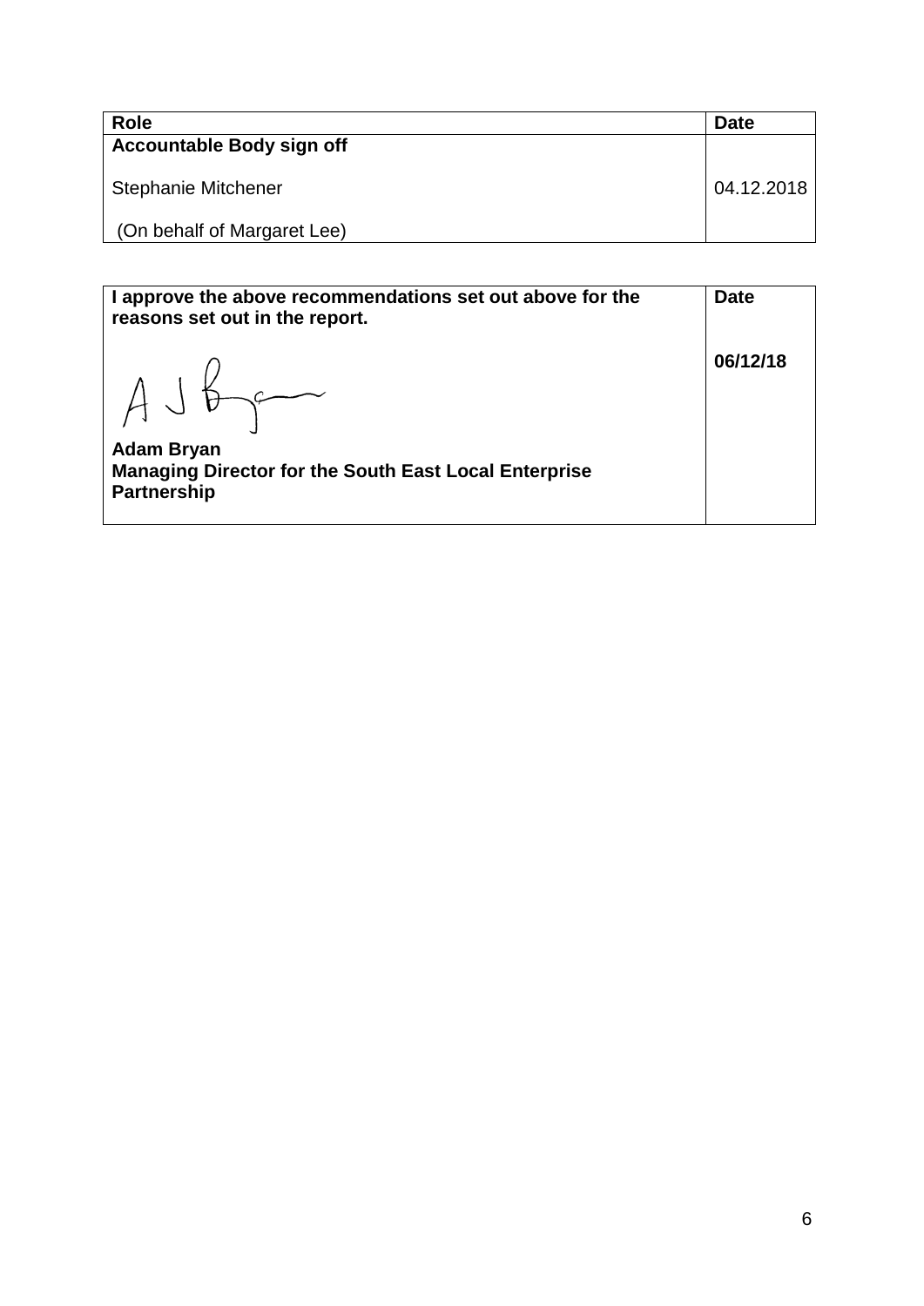| **Role** | **Date** |
| --- | --- |
| **Accountable Body sign off**<br><br>Stephanie Mitchener<br><br>(On behalf of Margaret Lee) | 04.12.2018 |

| **I approve the above recommendations set out above for the reasons set out in the report.** | **Date** |
| --- | --- |
| **Adam Bryan**<br>**Managing Director for the South East Local Enterprise Partnership** | **06/12/18** |